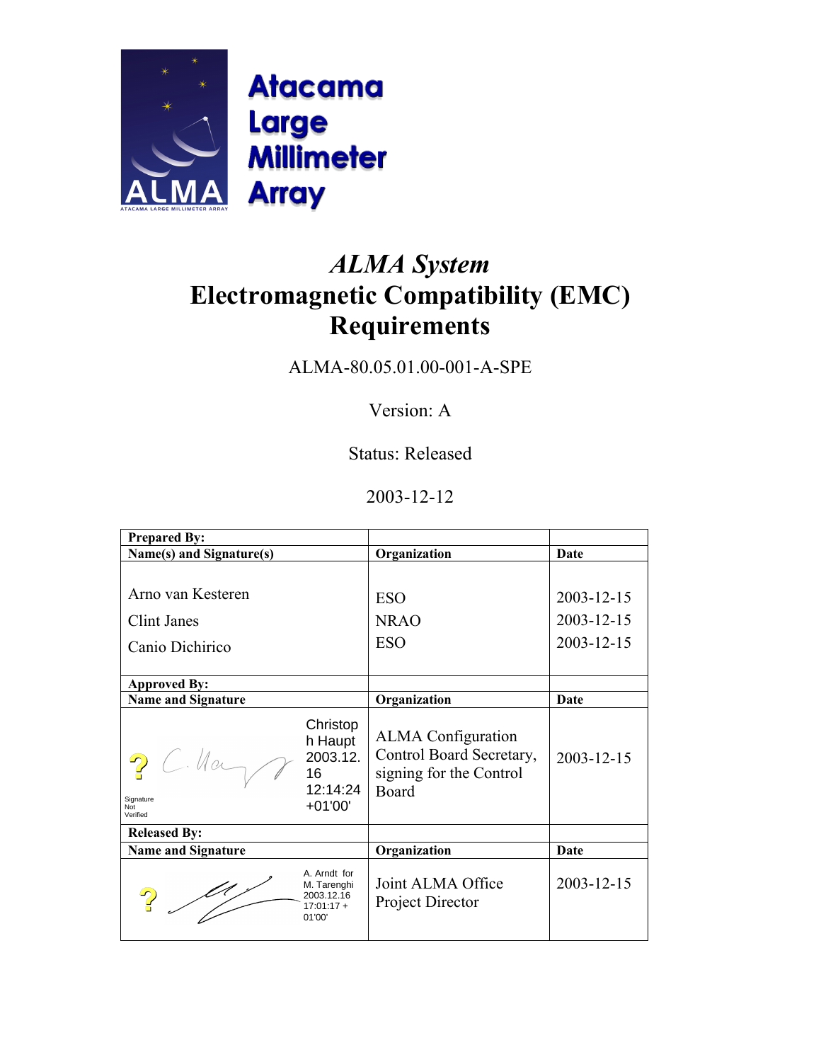Atacama
Large
Millimeter
Array

# *ALMA System*
# Electromagnetic Compatibility (EMC) Requirements

ALMA-80.05.01.00-001-A-SPE

Version: A

Status: Released

2003-12-12

| Prepared By: | | |
|---|---|---|
| **Name(s) and Signature(s)** | **Organization** | **Date** |
| Arno van Kesteren<br>Clint Janes<br>Canio Dichirico | ESO<br>NRAO<br>ESO | 2003-12-15<br>2003-12-15<br>2003-12-15 |
| **Approved By:** | | |
| **Name and Signature** | **Organization** | **Date** |
| Signature Not Verified<br>Christoph Haupt 2003.12.16 12:14:24 +01'00' | ALMA Configuration Control Board Secretary, signing for the Control Board | 2003-12-15 |
| **Released By:** | | |
| **Name and Signature** | **Organization** | **Date** |
| A. Arndt for M. Tarenghi 2003.12.16 17:01:17 +01'00' | Joint ALMA Office Project Director | 2003-12-15 |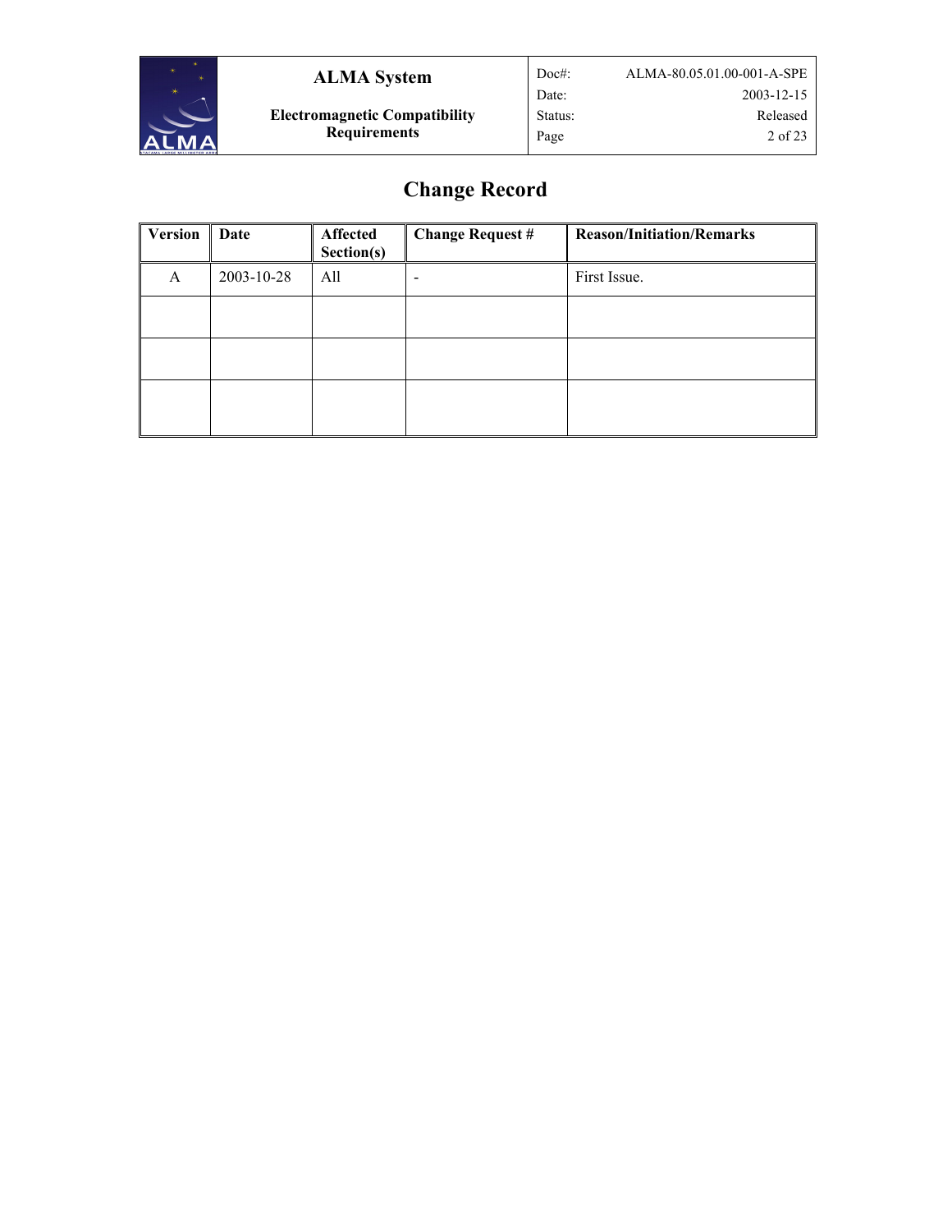# Change Record

| Version | Date | Affected Section(s) | Change Request # | Reason/Initiation/Remarks |
|---|---|---|---|---|
| A | 2003-10-28 | All | - | First Issue. |
| | | | | |
| | | | | |
| | | | | |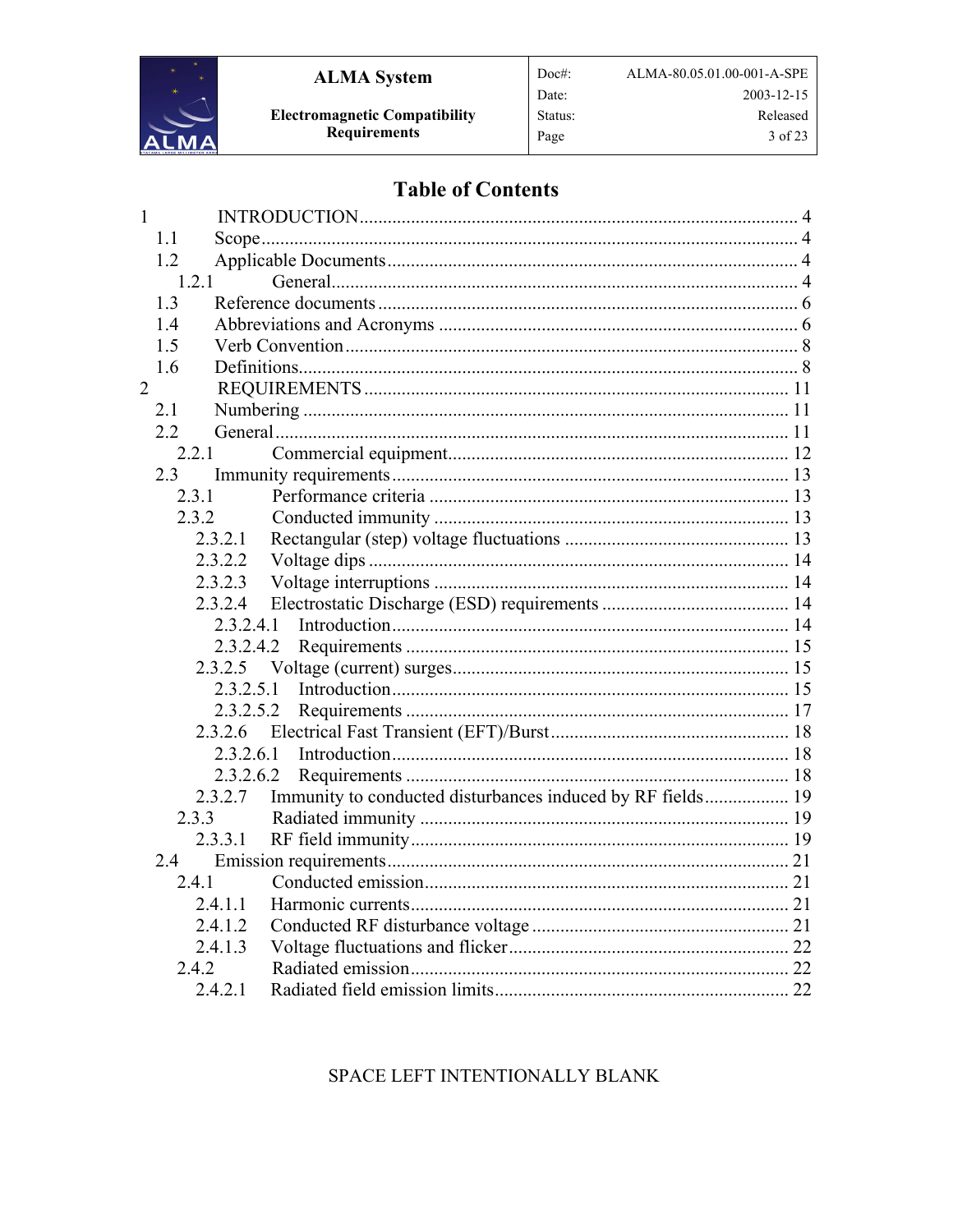# Table of Contents

1 INTRODUCTION ........................................................................................ 4
  1.1 Scope ....................................................................................................... 4
  1.2 Applicable Documents ............................................................................. 4
    1.2.1 General ................................................................................................ 4
  1.3 Reference documents ............................................................................... 6
  1.4 Abbreviations and Acronyms .................................................................. 6
  1.5 Verb Convention ...................................................................................... 8
  1.6 Definitions ............................................................................................... 8
2 REQUIREMENTS ....................................................................................... 11
  2.1 Numbering .............................................................................................. 11
  2.2 General ................................................................................................... 11
    2.2.1 Commercial equipment ..................................................................... 12
  2.3 Immunity requirements .......................................................................... 13
    2.3.1 Performance criteria .......................................................................... 13
    2.3.2 Conducted immunity ......................................................................... 13
      2.3.2.1 Rectangular (step) voltage fluctuations ........................................ 13
      2.3.2.2 Voltage dips ................................................................................. 14
      2.3.2.3 Voltage interruptions ................................................................... 14
      2.3.2.4 Electrostatic Discharge (ESD) requirements ................................ 14
        2.3.2.4.1 Introduction ............................................................................ 14
        2.3.2.4.2 Requirements ......................................................................... 15
      2.3.2.5 Voltage (current) surges ............................................................... 15
        2.3.2.5.1 Introduction ............................................................................ 15
        2.3.2.5.2 Requirements ......................................................................... 17
      2.3.2.6 Electrical Fast Transient (EFT)/Burst .......................................... 18
        2.3.2.6.1 Introduction ............................................................................ 18
        2.3.2.6.2 Requirements ......................................................................... 18
      2.3.2.7 Immunity to conducted disturbances induced by RF fields .......... 19
    2.3.3 Radiated immunity ............................................................................ 19
      2.3.3.1 RF field immunity ........................................................................ 19
  2.4 Emission requirements ........................................................................... 21
    2.4.1 Conducted emission .......................................................................... 21
      2.4.1.1 Harmonic currents ........................................................................ 21
      2.4.1.2 Conducted RF disturbance voltage ............................................... 21
      2.4.1.3 Voltage fluctuations and flicker ................................................... 22
    2.4.2 Radiated emission ............................................................................. 22
      2.4.2.1 Radiated field emission limits ...................................................... 22

SPACE LEFT INTENTIONALLY BLANK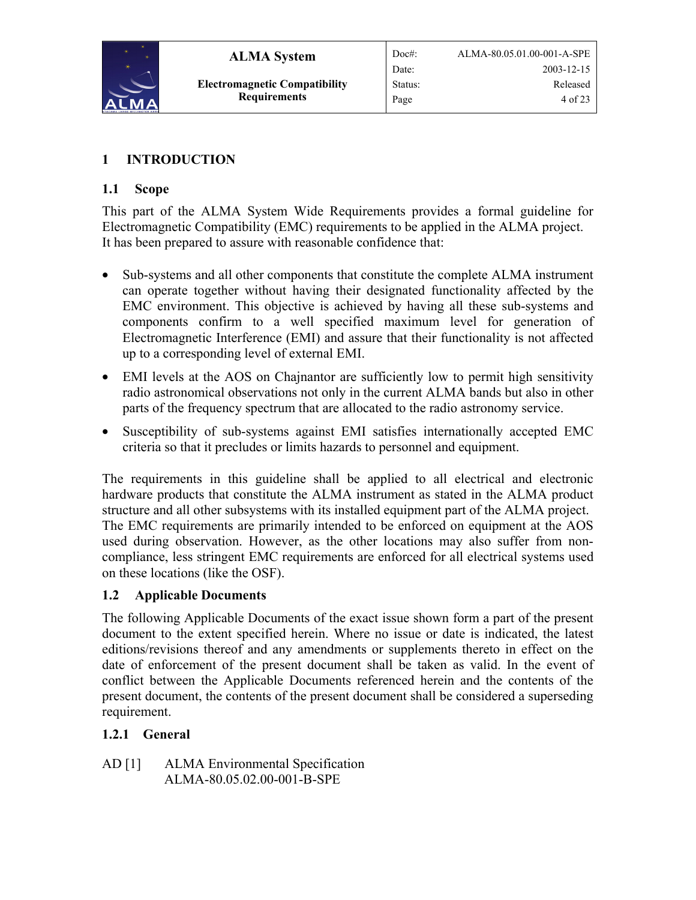# 1 INTRODUCTION

## 1.1 Scope

This part of the ALMA System Wide Requirements provides a formal guideline for Electromagnetic Compatibility (EMC) requirements to be applied in the ALMA project. It has been prepared to assure with reasonable confidence that:

- Sub-systems and all other components that constitute the complete ALMA instrument can operate together without having their designated functionality affected by the EMC environment. This objective is achieved by having all these sub-systems and components confirm to a well specified maximum level for generation of Electromagnetic Interference (EMI) and assure that their functionality is not affected up to a corresponding level of external EMI.
- EMI levels at the AOS on Chajnantor are sufficiently low to permit high sensitivity radio astronomical observations not only in the current ALMA bands but also in other parts of the frequency spectrum that are allocated to the radio astronomy service.
- Susceptibility of sub-systems against EMI satisfies internationally accepted EMC criteria so that it precludes or limits hazards to personnel and equipment.

The requirements in this guideline shall be applied to all electrical and electronic hardware products that constitute the ALMA instrument as stated in the ALMA product structure and all other subsystems with its installed equipment part of the ALMA project. The EMC requirements are primarily intended to be enforced on equipment at the AOS used during observation. However, as the other locations may also suffer from non-compliance, less stringent EMC requirements are enforced for all electrical systems used on these locations (like the OSF).

## 1.2 Applicable Documents

The following Applicable Documents of the exact issue shown form a part of the present document to the extent specified herein. Where no issue or date is indicated, the latest editions/revisions thereof and any amendments or supplements thereto in effect on the date of enforcement of the present document shall be taken as valid. In the event of conflict between the Applicable Documents referenced herein and the contents of the present document, the contents of the present document shall be considered a superseding requirement.

### 1.2.1 General

AD [1] ALMA Environmental Specification
ALMA-80.05.02.00-001-B-SPE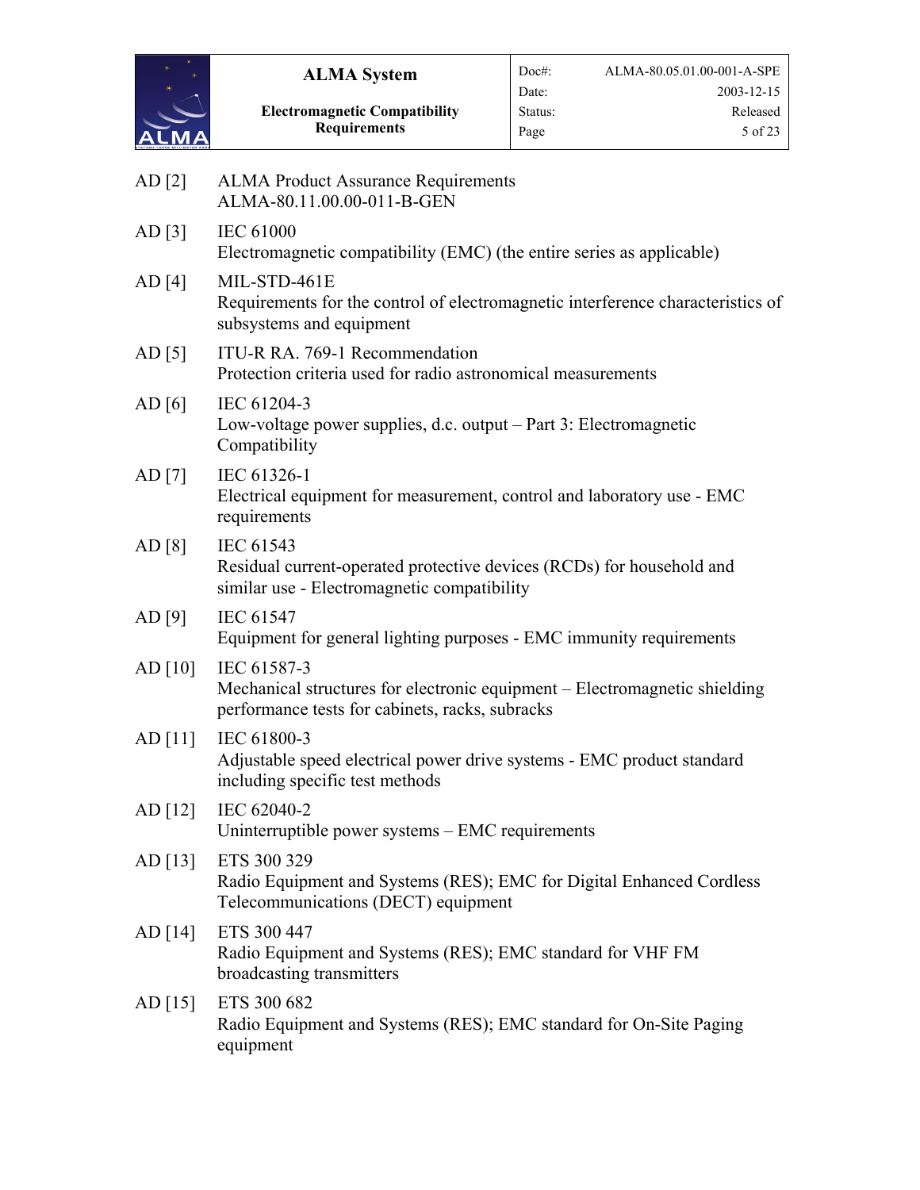AD [2] ALMA Product Assurance Requirements
ALMA-80.11.00.00-011-B-GEN

AD [3] IEC 61000
Electromagnetic compatibility (EMC) (the entire series as applicable)

AD [4] MIL-STD-461E
Requirements for the control of electromagnetic interference characteristics of subsystems and equipment

AD [5] ITU-R RA. 769-1 Recommendation
Protection criteria used for radio astronomical measurements

AD [6] IEC 61204-3
Low-voltage power supplies, d.c. output – Part 3: Electromagnetic Compatibility

AD [7] IEC 61326-1
Electrical equipment for measurement, control and laboratory use - EMC requirements

AD [8] IEC 61543
Residual current-operated protective devices (RCDs) for household and similar use - Electromagnetic compatibility

AD [9] IEC 61547
Equipment for general lighting purposes - EMC immunity requirements

AD [10] IEC 61587-3
Mechanical structures for electronic equipment – Electromagnetic shielding performance tests for cabinets, racks, subracks

AD [11] IEC 61800-3
Adjustable speed electrical power drive systems - EMC product standard including specific test methods

AD [12] IEC 62040-2
Uninterruptible power systems – EMC requirements

AD [13] ETS 300 329
Radio Equipment and Systems (RES); EMC for Digital Enhanced Cordless Telecommunications (DECT) equipment

AD [14] ETS 300 447
Radio Equipment and Systems (RES); EMC standard for VHF FM broadcasting transmitters

AD [15] ETS 300 682
Radio Equipment and Systems (RES); EMC standard for On-Site Paging equipment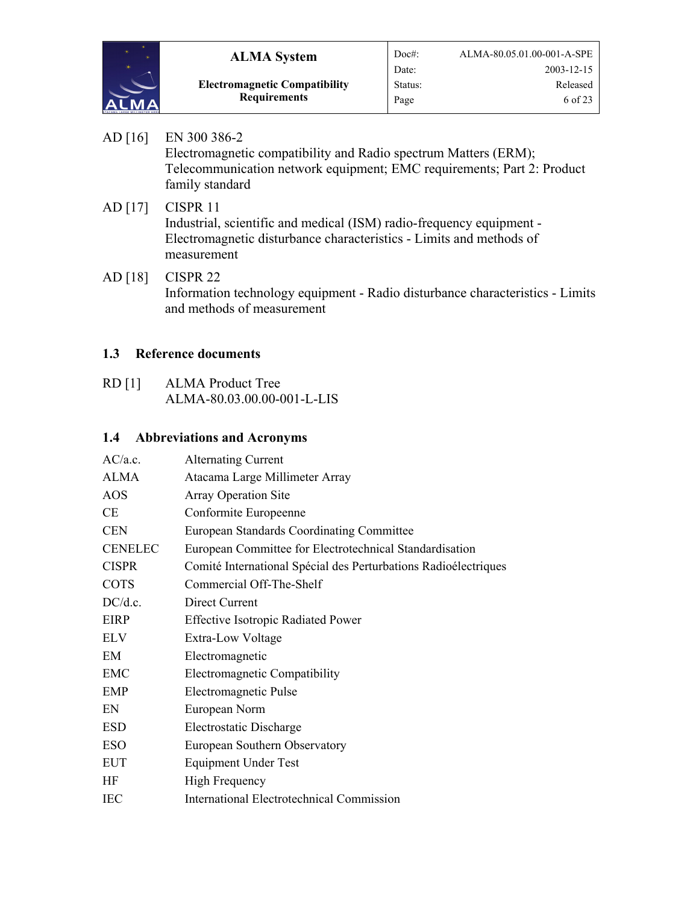AD [16] EN 300 386-2
Electromagnetic compatibility and Radio spectrum Matters (ERM); Telecommunication network equipment; EMC requirements; Part 2: Product family standard

AD [17] CISPR 11
Industrial, scientific and medical (ISM) radio-frequency equipment - Electromagnetic disturbance characteristics - Limits and methods of measurement

AD [18] CISPR 22
Information technology equipment - Radio disturbance characteristics - Limits and methods of measurement

## 1.3 Reference documents

RD [1] ALMA Product Tree
ALMA-80.03.00.00-001-L-LIS

## 1.4 Abbreviations and Acronyms

| | |
|---|---|
| AC/a.c. | Alternating Current |
| ALMA | Atacama Large Millimeter Array |
| AOS | Array Operation Site |
| CE | Conformite Europeenne |
| CEN | European Standards Coordinating Committee |
| CENELEC | European Committee for Electrotechnical Standardisation |
| CISPR | Comité International Spécial des Perturbations Radioélectriques |
| COTS | Commercial Off-The-Shelf |
| DC/d.c. | Direct Current |
| EIRP | Effective Isotropic Radiated Power |
| ELV | Extra-Low Voltage |
| EM | Electromagnetic |
| EMC | Electromagnetic Compatibility |
| EMP | Electromagnetic Pulse |
| EN | European Norm |
| ESD | Electrostatic Discharge |
| ESO | European Southern Observatory |
| EUT | Equipment Under Test |
| HF | High Frequency |
| IEC | International Electrotechnical Commission |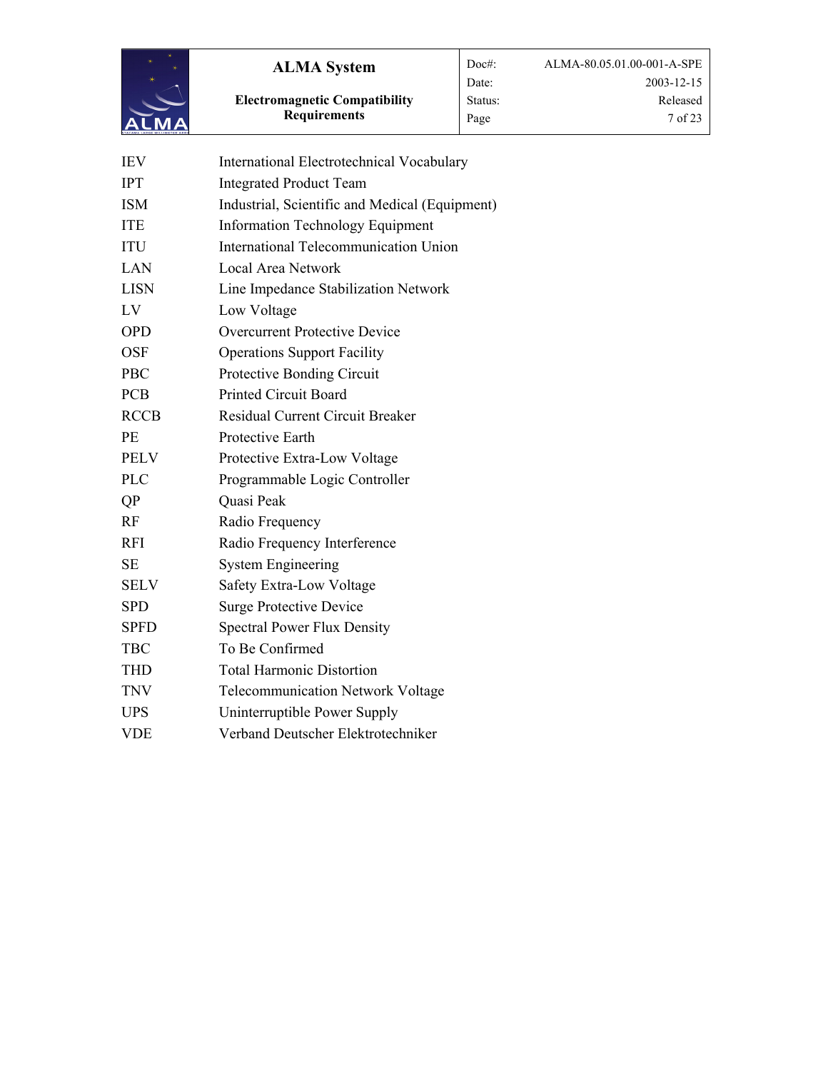| | |
|---|---|
| IEV | International Electrotechnical Vocabulary |
| IPT | Integrated Product Team |
| ISM | Industrial, Scientific and Medical (Equipment) |
| ITE | Information Technology Equipment |
| ITU | International Telecommunication Union |
| LAN | Local Area Network |
| LISN | Line Impedance Stabilization Network |
| LV | Low Voltage |
| OPD | Overcurrent Protective Device |
| OSF | Operations Support Facility |
| PBC | Protective Bonding Circuit |
| PCB | Printed Circuit Board |
| RCCB | Residual Current Circuit Breaker |
| PE | Protective Earth |
| PELV | Protective Extra-Low Voltage |
| PLC | Programmable Logic Controller |
| QP | Quasi Peak |
| RF | Radio Frequency |
| RFI | Radio Frequency Interference |
| SE | System Engineering |
| SELV | Safety Extra-Low Voltage |
| SPD | Surge Protective Device |
| SPFD | Spectral Power Flux Density |
| TBC | To Be Confirmed |
| THD | Total Harmonic Distortion |
| TNV | Telecommunication Network Voltage |
| UPS | Uninterruptible Power Supply |
| VDE | Verband Deutscher Elektrotechniker |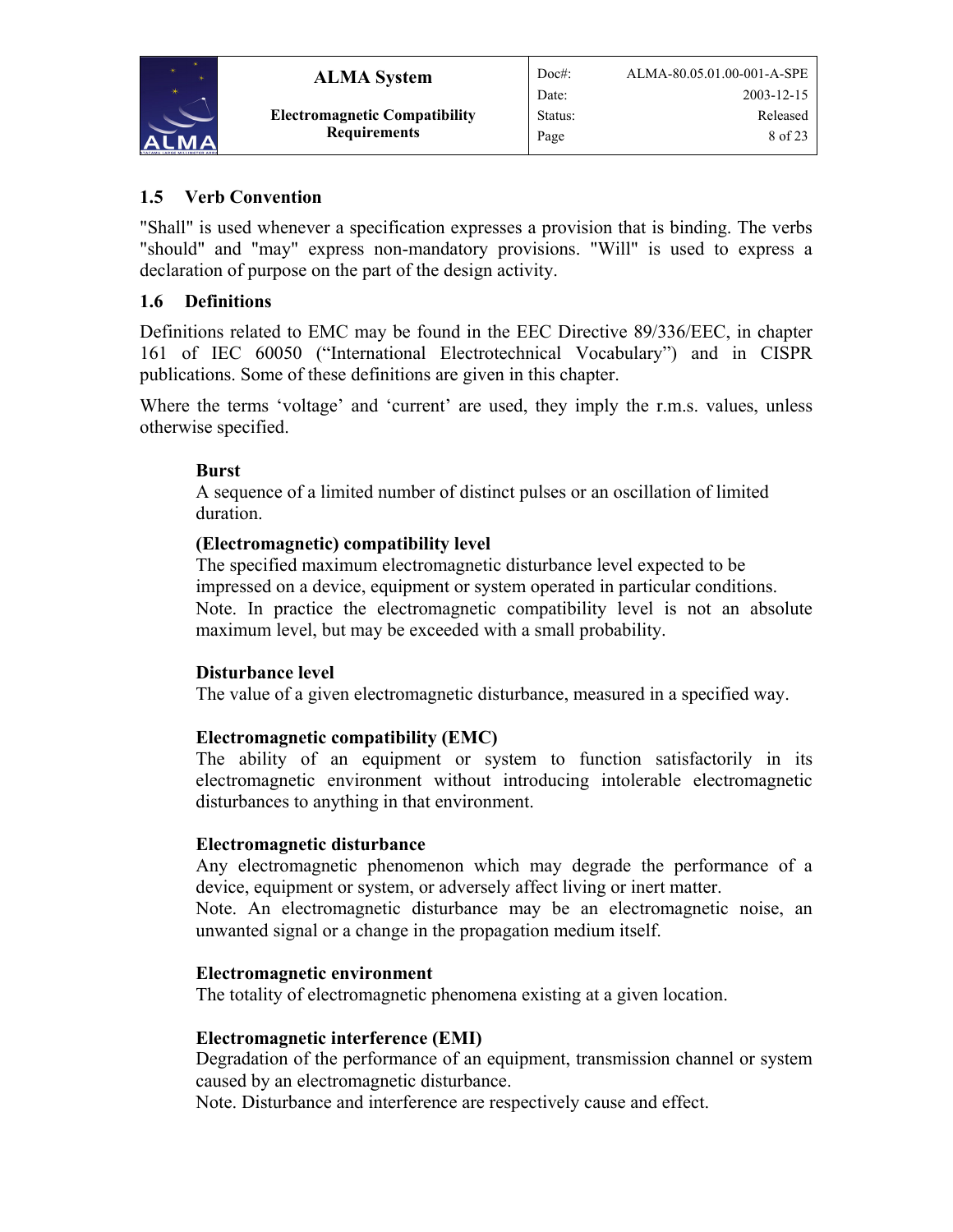## 1.5 Verb Convention

"Shall" is used whenever a specification expresses a provision that is binding. The verbs "should" and "may" express non-mandatory provisions. "Will" is used to express a declaration of purpose on the part of the design activity.

## 1.6 Definitions

Definitions related to EMC may be found in the EEC Directive 89/336/EEC, in chapter 161 of IEC 60050 ("International Electrotechnical Vocabulary") and in CISPR publications. Some of these definitions are given in this chapter.

Where the terms 'voltage' and 'current' are used, they imply the r.m.s. values, unless otherwise specified.

**Burst**
A sequence of a limited number of distinct pulses or an oscillation of limited duration.

**(Electromagnetic) compatibility level**
The specified maximum electromagnetic disturbance level expected to be impressed on a device, equipment or system operated in particular conditions.
Note. In practice the electromagnetic compatibility level is not an absolute maximum level, but may be exceeded with a small probability.

**Disturbance level**
The value of a given electromagnetic disturbance, measured in a specified way.

**Electromagnetic compatibility (EMC)**
The ability of an equipment or system to function satisfactorily in its electromagnetic environment without introducing intolerable electromagnetic disturbances to anything in that environment.

**Electromagnetic disturbance**
Any electromagnetic phenomenon which may degrade the performance of a device, equipment or system, or adversely affect living or inert matter.
Note. An electromagnetic disturbance may be an electromagnetic noise, an unwanted signal or a change in the propagation medium itself.

**Electromagnetic environment**
The totality of electromagnetic phenomena existing at a given location.

**Electromagnetic interference (EMI)**
Degradation of the performance of an equipment, transmission channel or system caused by an electromagnetic disturbance.
Note. Disturbance and interference are respectively cause and effect.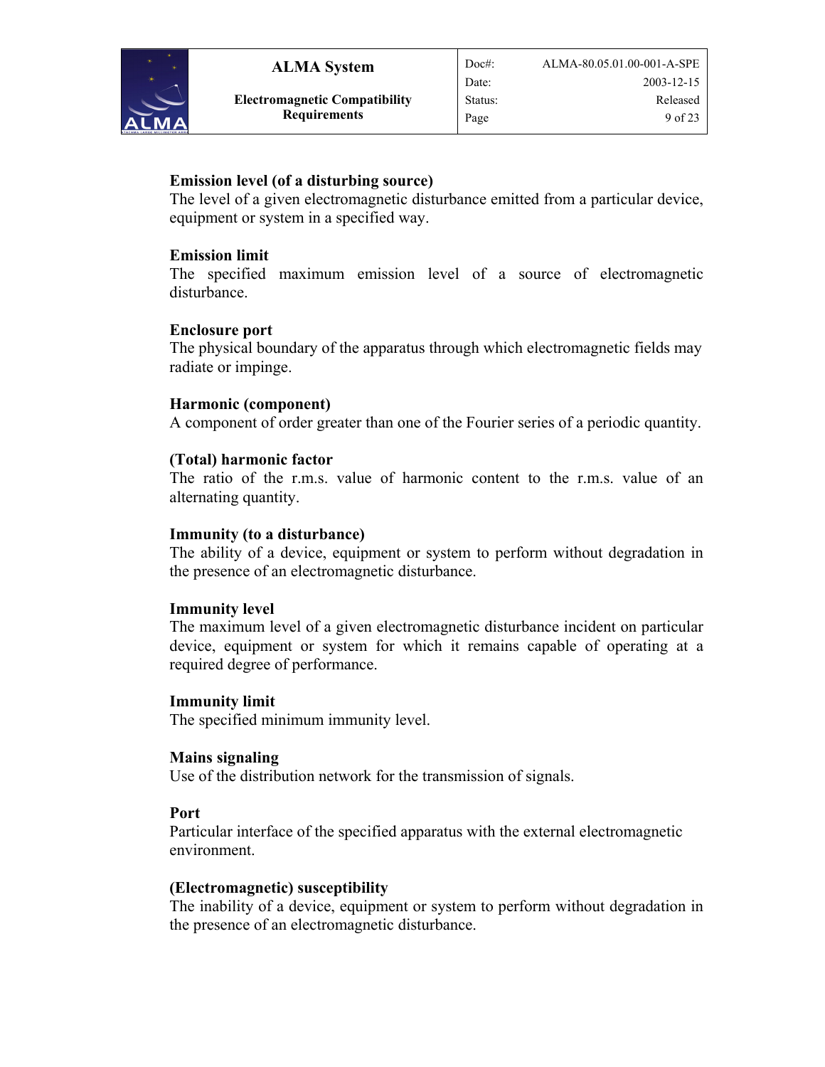**Emission level (of a disturbing source)**
The level of a given electromagnetic disturbance emitted from a particular device, equipment or system in a specified way.

**Emission limit**
The specified maximum emission level of a source of electromagnetic disturbance.

**Enclosure port**
The physical boundary of the apparatus through which electromagnetic fields may radiate or impinge.

**Harmonic (component)**
A component of order greater than one of the Fourier series of a periodic quantity.

**(Total) harmonic factor**
The ratio of the r.m.s. value of harmonic content to the r.m.s. value of an alternating quantity.

**Immunity (to a disturbance)**
The ability of a device, equipment or system to perform without degradation in the presence of an electromagnetic disturbance.

**Immunity level**
The maximum level of a given electromagnetic disturbance incident on particular device, equipment or system for which it remains capable of operating at a required degree of performance.

**Immunity limit**
The specified minimum immunity level.

**Mains signaling**
Use of the distribution network for the transmission of signals.

**Port**
Particular interface of the specified apparatus with the external electromagnetic environment.

**(Electromagnetic) susceptibility**
The inability of a device, equipment or system to perform without degradation in the presence of an electromagnetic disturbance.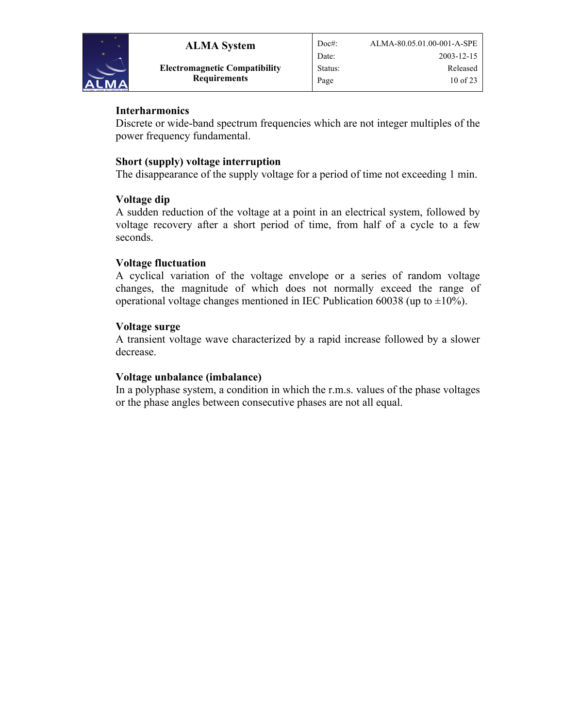**Interharmonics**
Discrete or wide-band spectrum frequencies which are not integer multiples of the power frequency fundamental.

**Short (supply) voltage interruption**
The disappearance of the supply voltage for a period of time not exceeding 1 min.

**Voltage dip**
A sudden reduction of the voltage at a point in an electrical system, followed by voltage recovery after a short period of time, from half of a cycle to a few seconds.

**Voltage fluctuation**
A cyclical variation of the voltage envelope or a series of random voltage changes, the magnitude of which does not normally exceed the range of operational voltage changes mentioned in IEC Publication 60038 (up to ±10%).

**Voltage surge**
A transient voltage wave characterized by a rapid increase followed by a slower decrease.

**Voltage unbalance (imbalance)**
In a polyphase system, a condition in which the r.m.s. values of the phase voltages or the phase angles between consecutive phases are not all equal.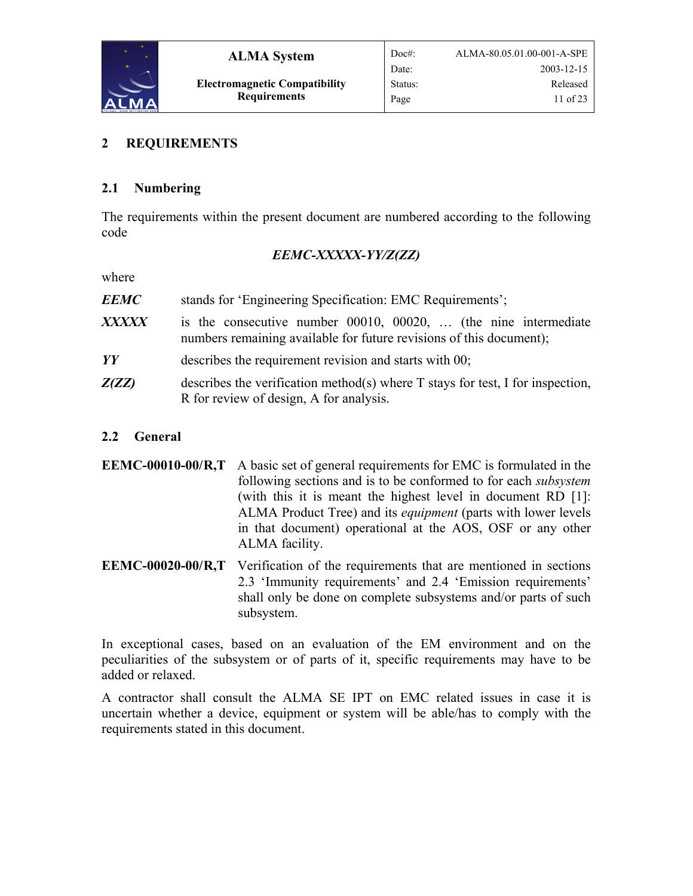# 2 REQUIREMENTS

## 2.1 Numbering

The requirements within the present document are numbered according to the following code

***EEMC-XXXXX-YY/Z(ZZ)***

where

***EEMC*** stands for 'Engineering Specification: EMC Requirements';

***XXXXX*** is the consecutive number 00010, 00020, … (the nine intermediate numbers remaining available for future revisions of this document);

***YY*** describes the requirement revision and starts with 00;

***Z(ZZ)*** describes the verification method(s) where T stays for test, I for inspection, R for review of design, A for analysis.

## 2.2 General

**EEMC-00010-00/R,T** A basic set of general requirements for EMC is formulated in the following sections and is to be conformed to for each *subsystem* (with this it is meant the highest level in document RD [1]: ALMA Product Tree) and its *equipment* (parts with lower levels in that document) operational at the AOS, OSF or any other ALMA facility.

**EEMC-00020-00/R,T** Verification of the requirements that are mentioned in sections 2.3 'Immunity requirements' and 2.4 'Emission requirements' shall only be done on complete subsystems and/or parts of such subsystem.

In exceptional cases, based on an evaluation of the EM environment and on the peculiarities of the subsystem or of parts of it, specific requirements may have to be added or relaxed.

A contractor shall consult the ALMA SE IPT on EMC related issues in case it is uncertain whether a device, equipment or system will be able/has to comply with the requirements stated in this document.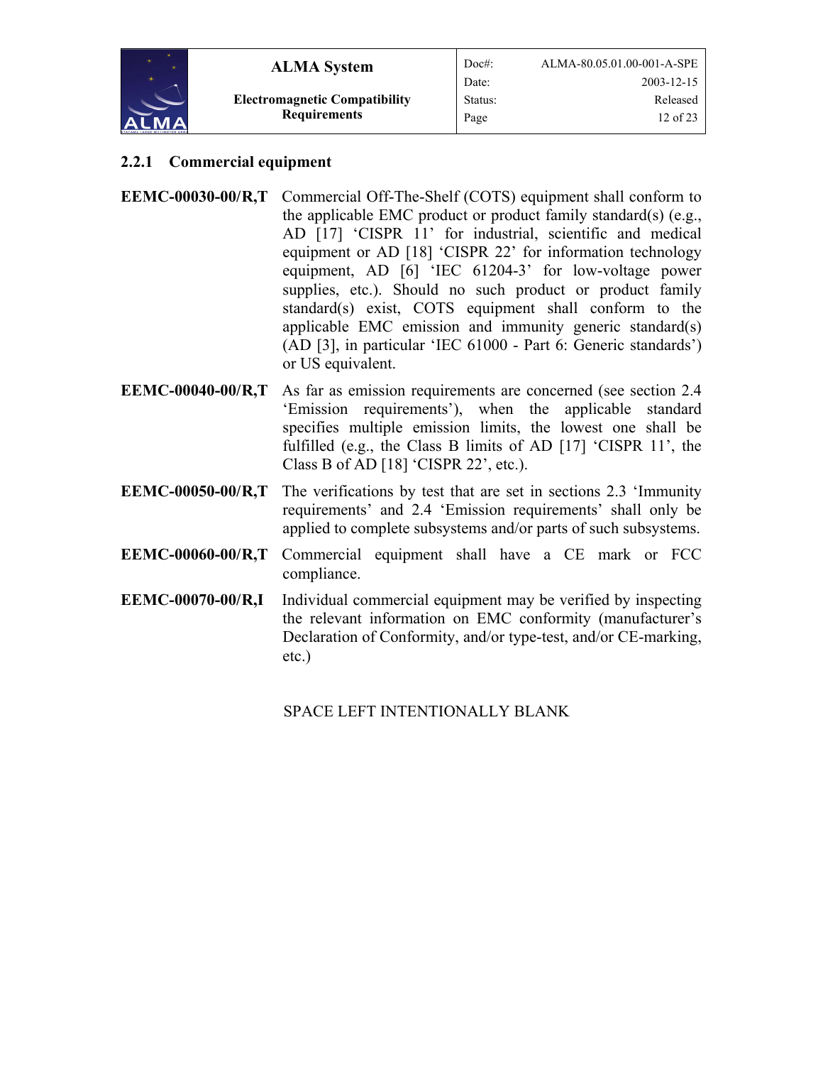### 2.2.1 Commercial equipment

**EEMC-00030-00/R,T** Commercial Off-The-Shelf (COTS) equipment shall conform to the applicable EMC product or product family standard(s) (e.g., AD [17] 'CISPR 11' for industrial, scientific and medical equipment or AD [18] 'CISPR 22' for information technology equipment, AD [6] 'IEC 61204-3' for low-voltage power supplies, etc.). Should no such product or product family standard(s) exist, COTS equipment shall conform to the applicable EMC emission and immunity generic standard(s) (AD [3], in particular 'IEC 61000 - Part 6: Generic standards') or US equivalent.

**EEMC-00040-00/R,T** As far as emission requirements are concerned (see section 2.4 'Emission requirements'), when the applicable standard specifies multiple emission limits, the lowest one shall be fulfilled (e.g., the Class B limits of AD [17] 'CISPR 11', the Class B of AD [18] 'CISPR 22', etc.).

**EEMC-00050-00/R,T** The verifications by test that are set in sections 2.3 'Immunity requirements' and 2.4 'Emission requirements' shall only be applied to complete subsystems and/or parts of such subsystems.

**EEMC-00060-00/R,T** Commercial equipment shall have a CE mark or FCC compliance.

**EEMC-00070-00/R,I** Individual commercial equipment may be verified by inspecting the relevant information on EMC conformity (manufacturer's Declaration of Conformity, and/or type-test, and/or CE-marking, etc.)

SPACE LEFT INTENTIONALLY BLANK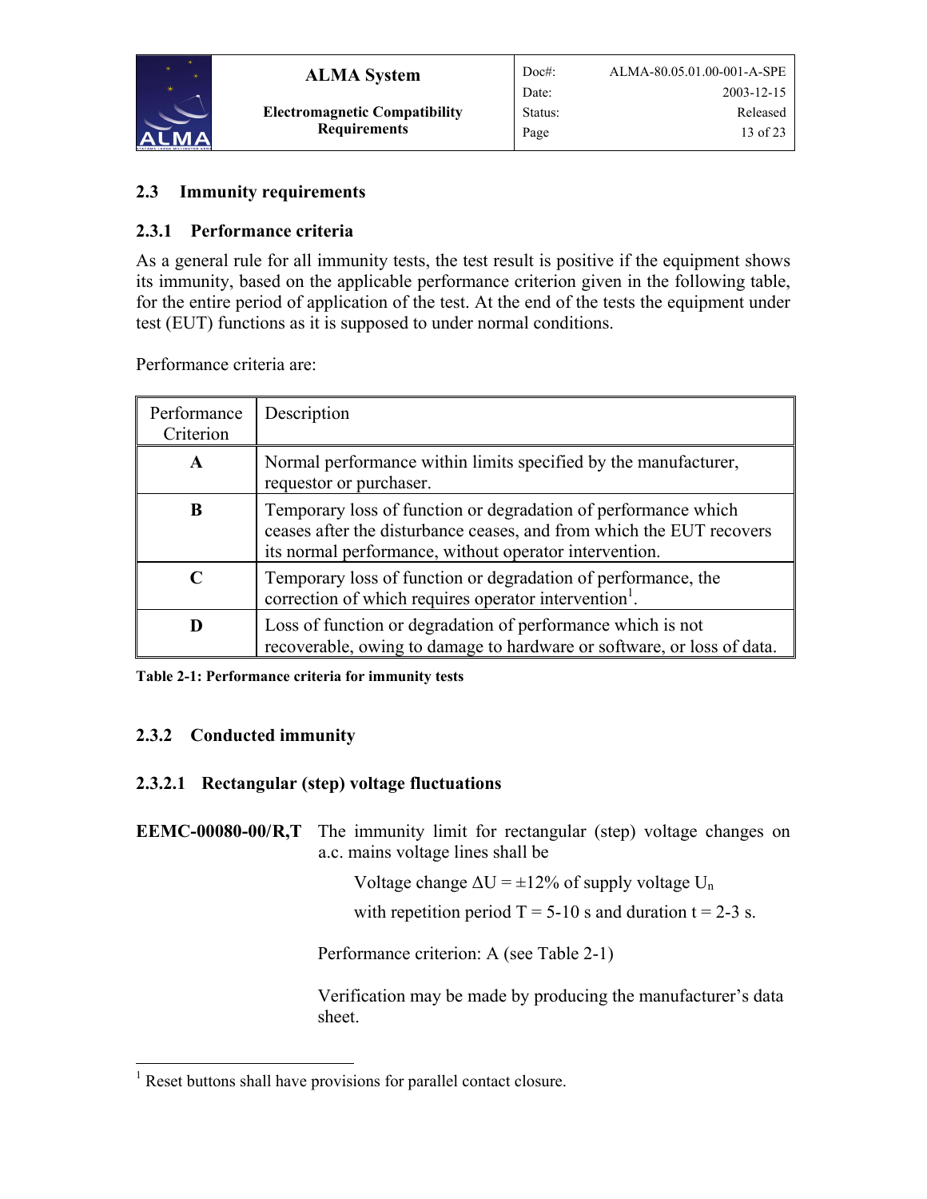## 2.3 Immunity requirements

### 2.3.1 Performance criteria

As a general rule for all immunity tests, the test result is positive if the equipment shows its immunity, based on the applicable performance criterion given in the following table, for the entire period of application of the test. At the end of the tests the equipment under test (EUT) functions as it is supposed to under normal conditions.

Performance criteria are:

| Performance Criterion | Description |
|---|---|
| **A** | Normal performance within limits specified by the manufacturer, requestor or purchaser. |
| **B** | Temporary loss of function or degradation of performance which ceases after the disturbance ceases, and from which the EUT recovers its normal performance, without operator intervention. |
| **C** | Temporary loss of function or degradation of performance, the correction of which requires operator intervention[1]. |
| **D** | Loss of function or degradation of performance which is not recoverable, owing to damage to hardware or software, or loss of data. |

**Table 2-1: Performance criteria for immunity tests**

### 2.3.2 Conducted immunity

#### 2.3.2.1 Rectangular (step) voltage fluctuations

**EEMC-00080-00/R,T** The immunity limit for rectangular (step) voltage changes on a.c. mains voltage lines shall be

Voltage change $\Delta U = \pm 12\%$ of supply voltage $U_n$

with repetition period T = 5-10 s and duration t = 2-3 s.

Performance criterion: A (see Table 2-1)

Verification may be made by producing the manufacturer's data sheet.

[1] Reset buttons shall have provisions for parallel contact closure.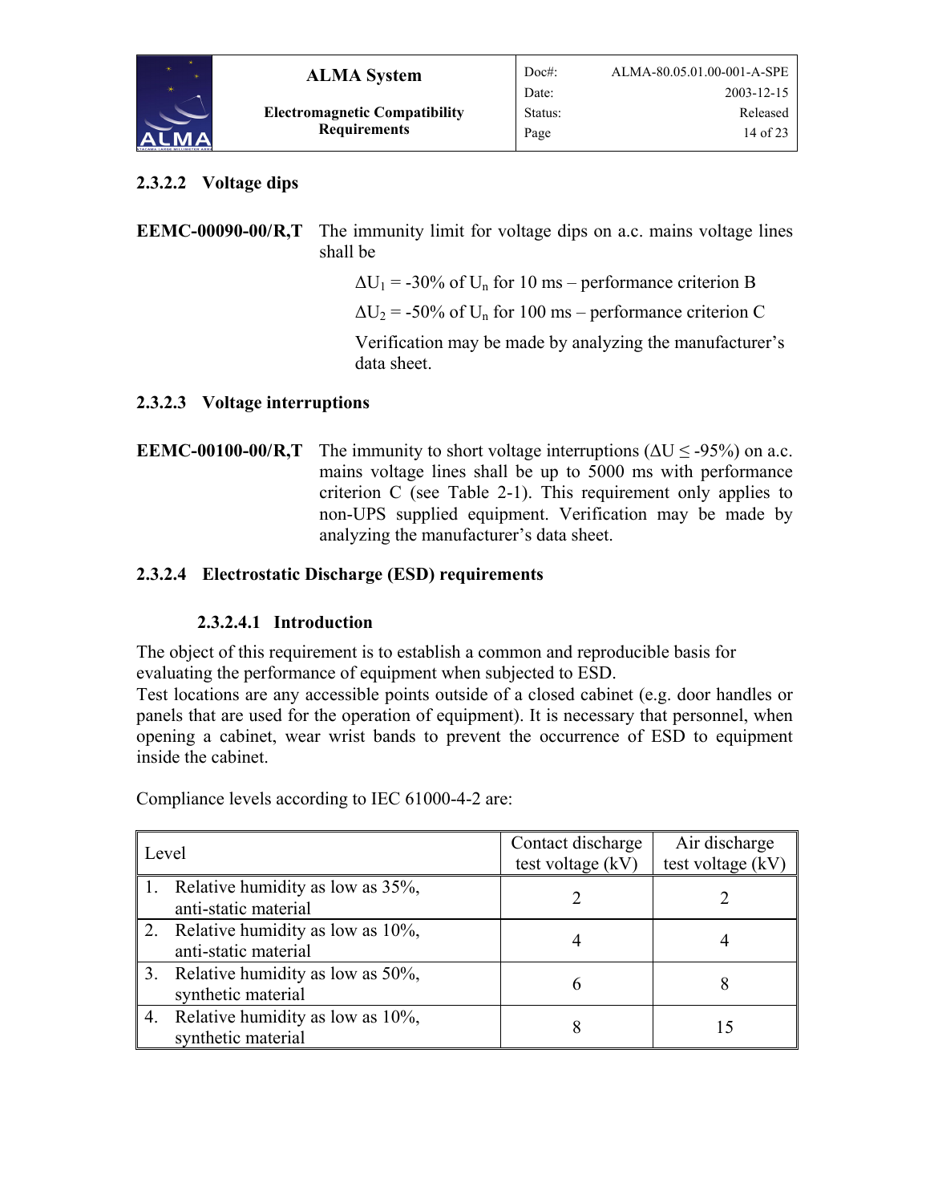#### 2.3.2.2 Voltage dips

**EEMC-00090-00/R,T** The immunity limit for voltage dips on a.c. mains voltage lines shall be

$\Delta U_1$ = -30% of $U_n$ for 10 ms – performance criterion B

$\Delta U_2$ = -50% of $U_n$ for 100 ms – performance criterion C

Verification may be made by analyzing the manufacturer's data sheet.

#### 2.3.2.3 Voltage interruptions

**EEMC-00100-00/R,T** The immunity to short voltage interruptions ($\Delta U \leq$ -95%) on a.c. mains voltage lines shall be up to 5000 ms with performance criterion C (see Table 2-1). This requirement only applies to non-UPS supplied equipment. Verification may be made by analyzing the manufacturer's data sheet.

#### 2.3.2.4 Electrostatic Discharge (ESD) requirements

##### 2.3.2.4.1 Introduction

The object of this requirement is to establish a common and reproducible basis for evaluating the performance of equipment when subjected to ESD.
Test locations are any accessible points outside of a closed cabinet (e.g. door handles or panels that are used for the operation of equipment). It is necessary that personnel, when opening a cabinet, wear wrist bands to prevent the occurrence of ESD to equipment inside the cabinet.

Compliance levels according to IEC 61000-4-2 are:

| Level | Contact discharge test voltage (kV) | Air discharge test voltage (kV) |
|---|---|---|
| 1. Relative humidity as low as 35%, anti-static material | 2 | 2 |
| 2. Relative humidity as low as 10%, anti-static material | 4 | 4 |
| 3. Relative humidity as low as 50%, synthetic material | 6 | 8 |
| 4. Relative humidity as low as 10%, synthetic material | 8 | 15 |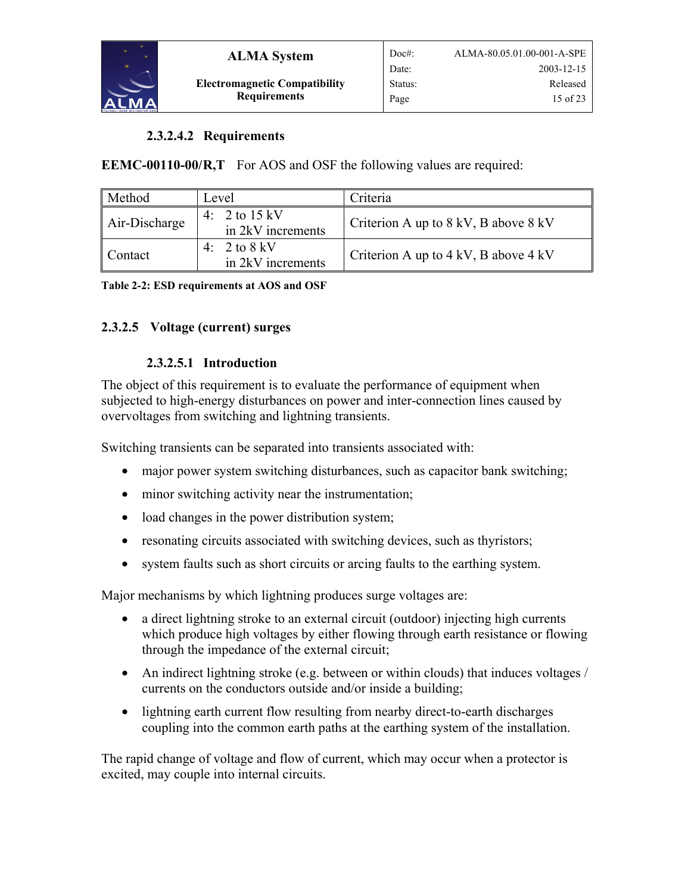#### 2.3.2.4.2 Requirements

**EEMC-00110-00/R,T** For AOS and OSF the following values are required:

| Method | Level | Criteria |
|---|---|---|
| Air-Discharge | 4: 2 to 15 kV in 2kV increments | Criterion A up to 8 kV, B above 8 kV |
| Contact | 4: 2 to 8 kV in 2kV increments | Criterion A up to 4 kV, B above 4 kV |

**Table 2-2: ESD requirements at AOS and OSF**

### 2.3.2.5 Voltage (current) surges

#### 2.3.2.5.1 Introduction

The object of this requirement is to evaluate the performance of equipment when subjected to high-energy disturbances on power and inter-connection lines caused by overvoltages from switching and lightning transients.

Switching transients can be separated into transients associated with:

- major power system switching disturbances, such as capacitor bank switching;
- minor switching activity near the instrumentation;
- load changes in the power distribution system;
- resonating circuits associated with switching devices, such as thyristors;
- system faults such as short circuits or arcing faults to the earthing system.

Major mechanisms by which lightning produces surge voltages are:

- a direct lightning stroke to an external circuit (outdoor) injecting high currents which produce high voltages by either flowing through earth resistance or flowing through the impedance of the external circuit;
- An indirect lightning stroke (e.g. between or within clouds) that induces voltages / currents on the conductors outside and/or inside a building;
- lightning earth current flow resulting from nearby direct-to-earth discharges coupling into the common earth paths at the earthing system of the installation.

The rapid change of voltage and flow of current, which may occur when a protector is excited, may couple into internal circuits.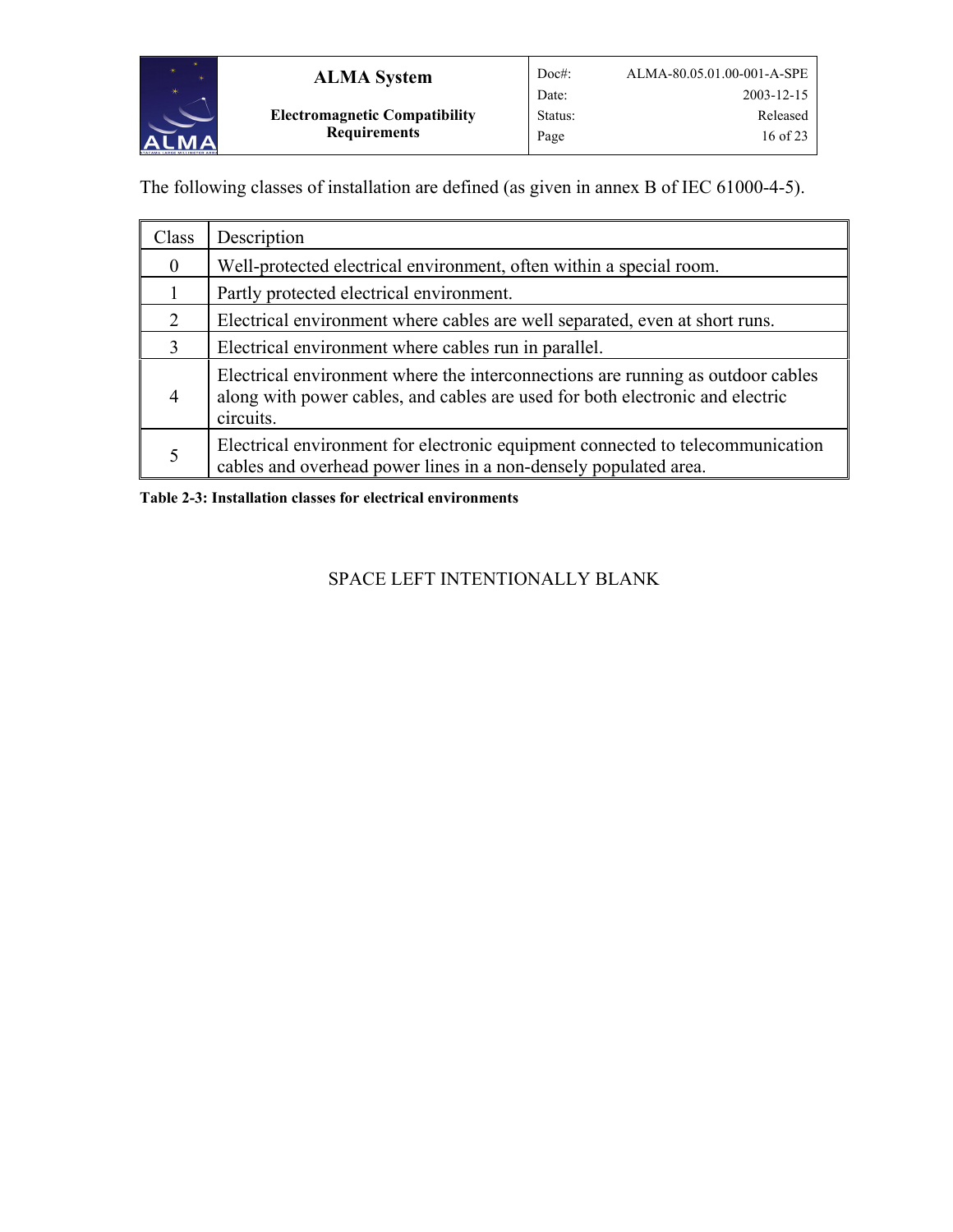The following classes of installation are defined (as given in annex B of IEC 61000-4-5).

| Class | Description |
|---|---|
| 0 | Well-protected electrical environment, often within a special room. |
| 1 | Partly protected electrical environment. |
| 2 | Electrical environment where cables are well separated, even at short runs. |
| 3 | Electrical environment where cables run in parallel. |
| 4 | Electrical environment where the interconnections are running as outdoor cables along with power cables, and cables are used for both electronic and electric circuits. |
| 5 | Electrical environment for electronic equipment connected to telecommunication cables and overhead power lines in a non-densely populated area. |

**Table 2-3: Installation classes for electrical environments**

SPACE LEFT INTENTIONALLY BLANK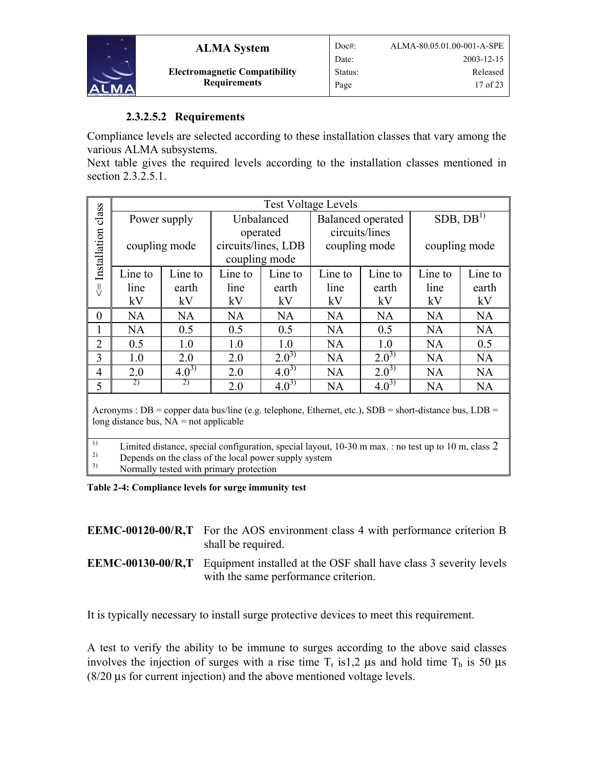#### 2.3.2.5.2 Requirements

Compliance levels are selected according to these installation classes that vary among the various ALMA subsystems.
Next table gives the required levels according to the installation classes mentioned in section 2.3.2.5.1.

| <= Installation class | Test Voltage Levels | | | | | | | |
|---|---|---|---|---|---|---|---|---|
| | Power supply coupling mode | | Unbalanced operated circuits/lines, LDB coupling mode | | Balanced operated circuits/lines coupling mode | | SDB, DB[1] coupling mode | |
| | Line to line kV | Line to earth kV | Line to line kV | Line to earth kV | Line to line kV | Line to earth kV | Line to line kV | Line to earth kV |
| 0 | NA | NA | NA | NA | NA | NA | NA | NA |
| 1 | NA | 0.5 | 0.5 | 0.5 | NA | 0.5 | NA | NA |
| 2 | 0.5 | 1.0 | 1.0 | 1.0 | NA | 1.0 | NA | 0.5 |
| 3 | 1.0 | 2.0 | 2.0 | 2.0[3] | NA | 2.0[3] | NA | NA |
| 4 | 2.0 | 4.0[3] | 2.0 | 4.0[3] | NA | 2.0[3] | NA | NA |
| 5 | [2] | [2] | 2.0 | 4.0[3] | NA | 4.0[3] | NA | NA |

Acronyms : DB = copper data bus/line (e.g. telephone, Ethernet, etc.), SDB = short-distance bus, LDB = long distance bus, NA = not applicable

[1] Limited distance, special configuration, special layout, 10-30 m max. : no test up to 10 m, class 2
[2] Depends on the class of the local power supply system
[3] Normally tested with primary protection

**Table 2-4: Compliance levels for surge immunity test**

**EEMC-00120-00/R,T** For the AOS environment class 4 with performance criterion B shall be required.

**EEMC-00130-00/R,T** Equipment installed at the OSF shall have class 3 severity levels with the same performance criterion.

It is typically necessary to install surge protective devices to meet this requirement.

A test to verify the ability to be immune to surges according to the above said classes involves the injection of surges with a rise time $T_r$ is1,2 µs and hold time $T_h$ is 50 µs (8/20 µs for current injection) and the above mentioned voltage levels.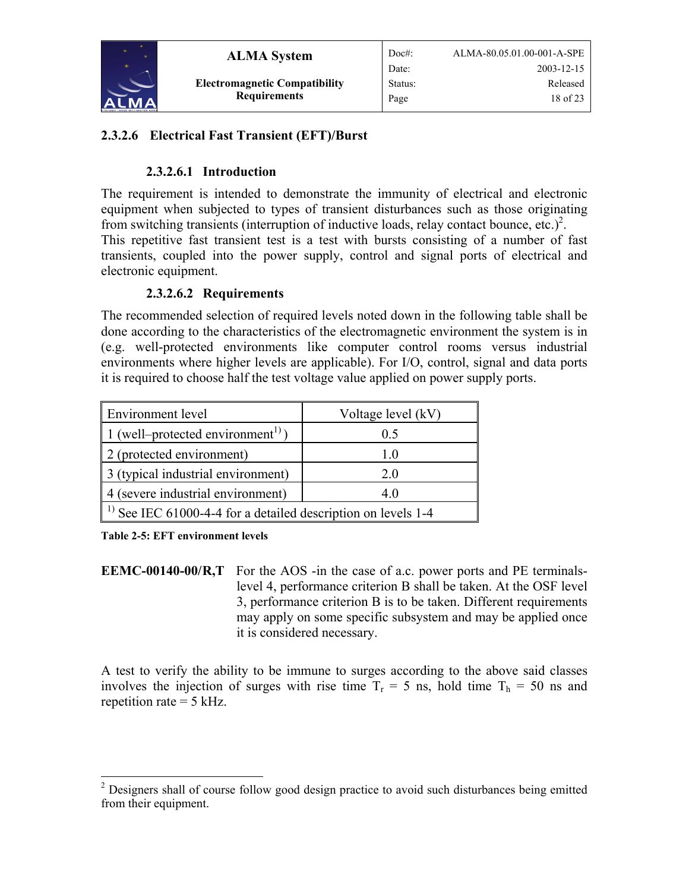### 2.3.2.6 Electrical Fast Transient (EFT)/Burst

#### 2.3.2.6.1 Introduction

The requirement is intended to demonstrate the immunity of electrical and electronic equipment when subjected to types of transient disturbances such as those originating from switching transients (interruption of inductive loads, relay contact bounce, etc.)[2].
This repetitive fast transient test is a test with bursts consisting of a number of fast transients, coupled into the power supply, control and signal ports of electrical and electronic equipment.

#### 2.3.2.6.2 Requirements

The recommended selection of required levels noted down in the following table shall be done according to the characteristics of the electromagnetic environment the system is in (e.g. well-protected environments like computer control rooms versus industrial environments where higher levels are applicable). For I/O, control, signal and data ports it is required to choose half the test voltage value applied on power supply ports.

| Environment level | Voltage level (kV) |
|---|---|
| 1 (well–protected environment[1]) | 0.5 |
| 2 (protected environment) | 1.0 |
| 3 (typical industrial environment) | 2.0 |
| 4 (severe industrial environment) | 4.0 |
| [1] See IEC 61000-4-4 for a detailed description on levels 1-4 | |

**Table 2-5: EFT environment levels**

**EEMC-00140-00/R,T** For the AOS -in the case of a.c. power ports and PE terminals- level 4, performance criterion B shall be taken. At the OSF level 3, performance criterion B is to be taken. Different requirements may apply on some specific subsystem and may be applied once it is considered necessary.

A test to verify the ability to be immune to surges according to the above said classes involves the injection of surges with rise time $T_r$ = 5 ns, hold time $T_h$ = 50 ns and repetition rate = 5 kHz.

[2] Designers shall of course follow good design practice to avoid such disturbances being emitted from their equipment.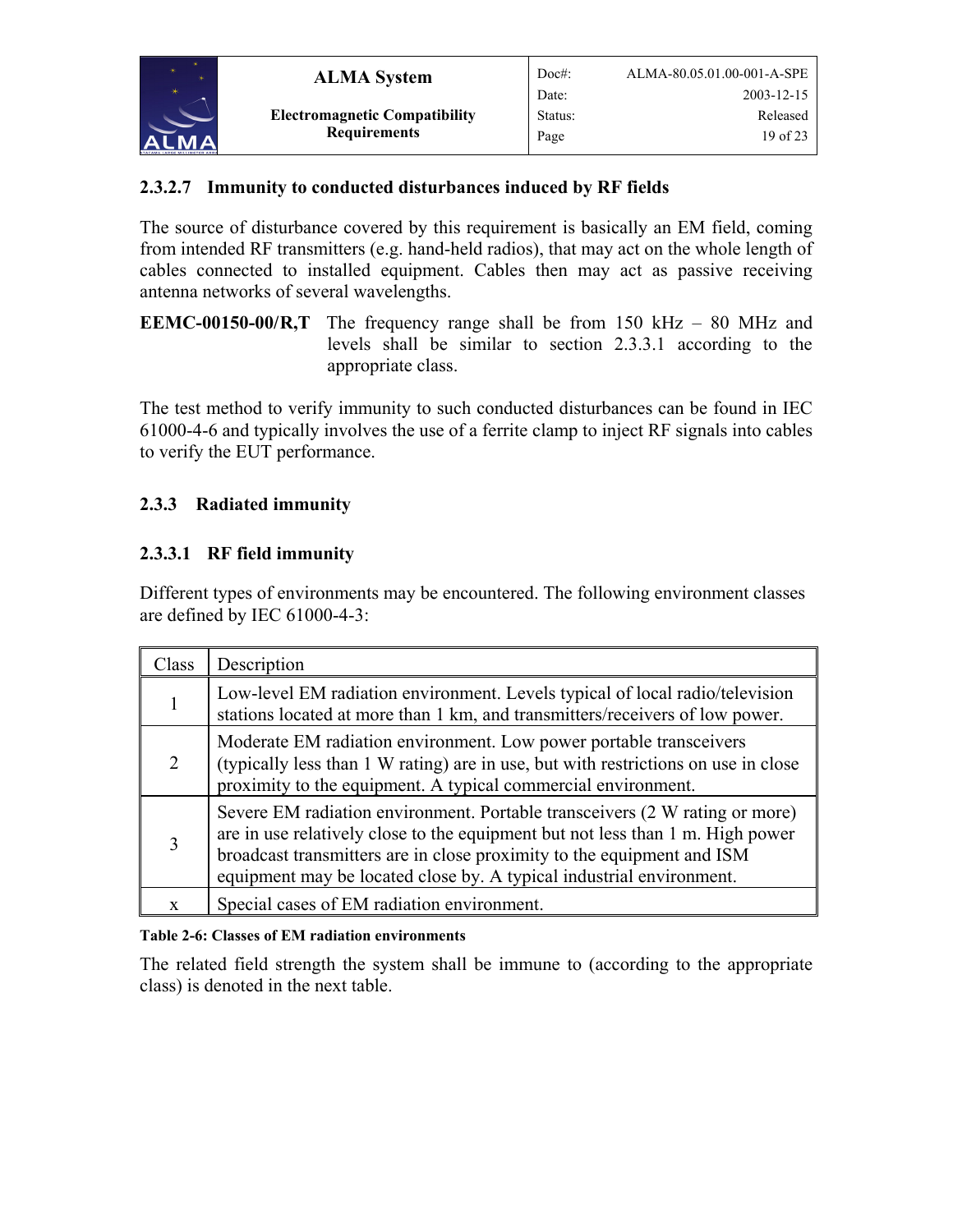### 2.3.2.7 Immunity to conducted disturbances induced by RF fields

The source of disturbance covered by this requirement is basically an EM field, coming from intended RF transmitters (e.g. hand-held radios), that may act on the whole length of cables connected to installed equipment. Cables then may act as passive receiving antenna networks of several wavelengths.

**EEMC-00150-00/R,T** The frequency range shall be from 150 kHz – 80 MHz and levels shall be similar to section 2.3.3.1 according to the appropriate class.

The test method to verify immunity to such conducted disturbances can be found in IEC 61000-4-6 and typically involves the use of a ferrite clamp to inject RF signals into cables to verify the EUT performance.

## 2.3.3 Radiated immunity

### 2.3.3.1 RF field immunity

Different types of environments may be encountered. The following environment classes are defined by IEC 61000-4-3:

| Class | Description |
|---|---|
| 1 | Low-level EM radiation environment. Levels typical of local radio/television stations located at more than 1 km, and transmitters/receivers of low power. |
| 2 | Moderate EM radiation environment. Low power portable transceivers (typically less than 1 W rating) are in use, but with restrictions on use in close proximity to the equipment. A typical commercial environment. |
| 3 | Severe EM radiation environment. Portable transceivers (2 W rating or more) are in use relatively close to the equipment but not less than 1 m. High power broadcast transmitters are in close proximity to the equipment and ISM equipment may be located close by. A typical industrial environment. |
| x | Special cases of EM radiation environment. |

**Table 2-6: Classes of EM radiation environments**

The related field strength the system shall be immune to (according to the appropriate class) is denoted in the next table.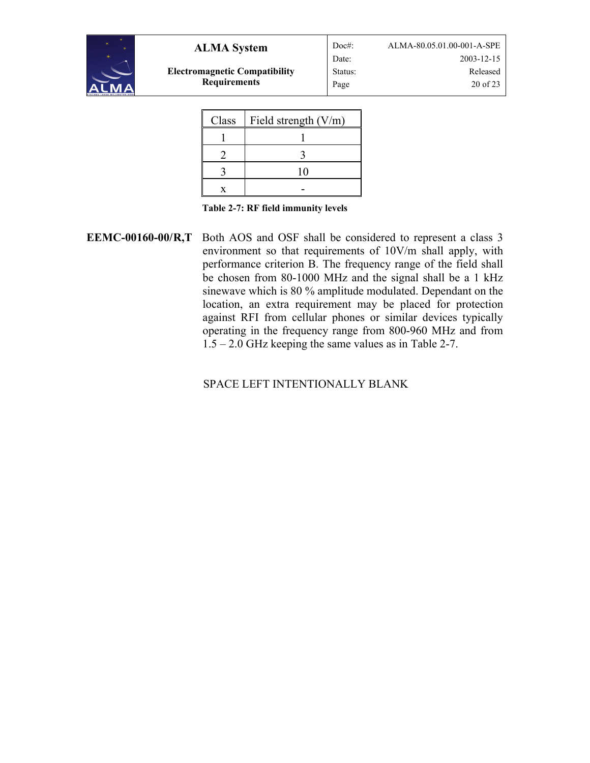| Class | Field strength (V/m) |
|---|---|
| 1 | 1 |
| 2 | 3 |
| 3 | 10 |
| x | - |

**Table 2-7: RF field immunity levels**

**EEMC-00160-00/R,T** Both AOS and OSF shall be considered to represent a class 3 environment so that requirements of 10V/m shall apply, with performance criterion B. The frequency range of the field shall be chosen from 80-1000 MHz and the signal shall be a 1 kHz sinewave which is 80 % amplitude modulated. Dependant on the location, an extra requirement may be placed for protection against RFI from cellular phones or similar devices typically operating in the frequency range from 800-960 MHz and from 1.5 – 2.0 GHz keeping the same values as in Table 2-7.

SPACE LEFT INTENTIONALLY BLANK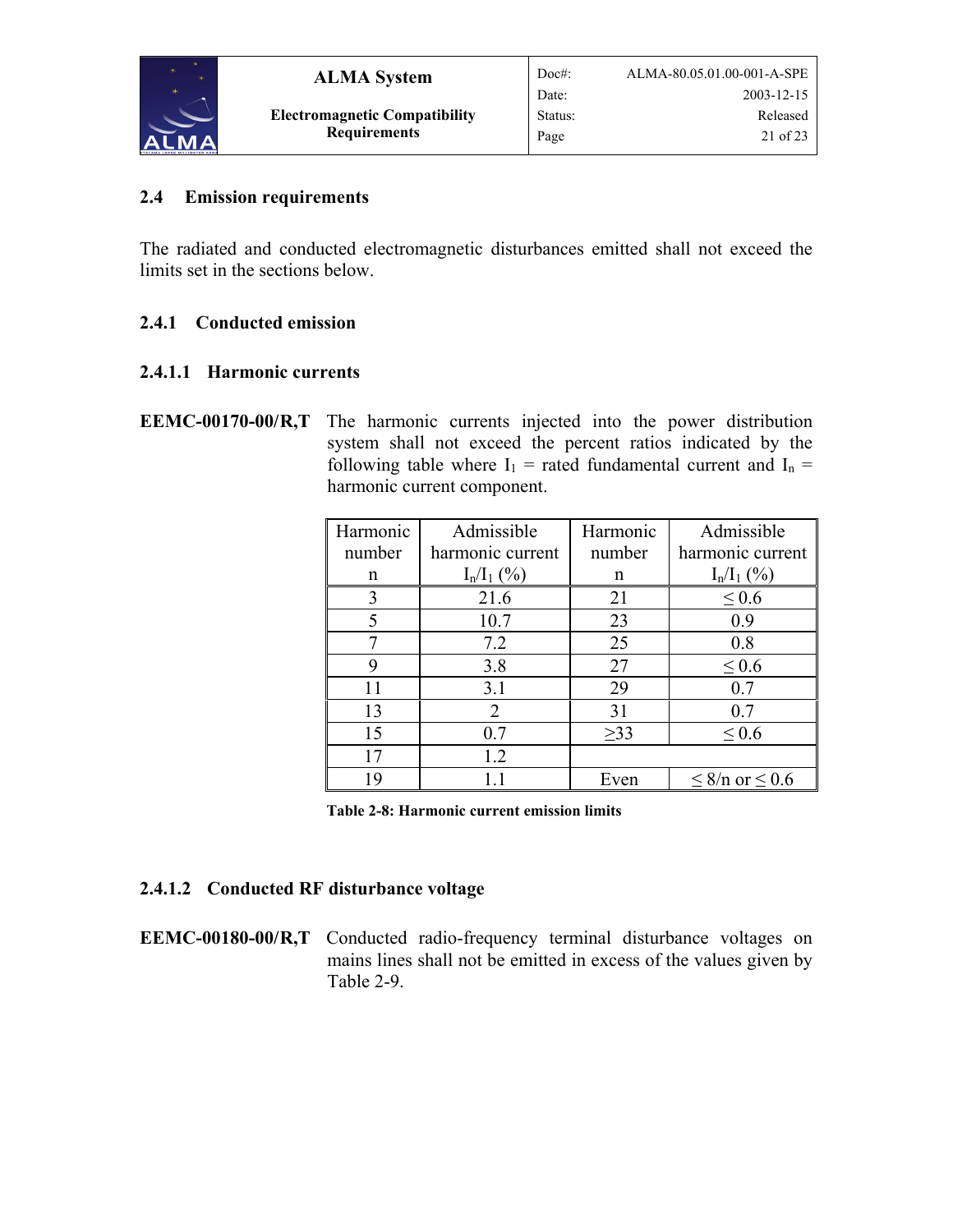## 2.4 Emission requirements

The radiated and conducted electromagnetic disturbances emitted shall not exceed the limits set in the sections below.

### 2.4.1 Conducted emission

#### 2.4.1.1 Harmonic currents

**EEMC-00170-00/R,T** The harmonic currents injected into the power distribution system shall not exceed the percent ratios indicated by the following table where $I_1$ = rated fundamental current and $I_n$ = harmonic current component.

| Harmonic number n | Admissible harmonic current $I_n/I_1$ (%) | Harmonic number n | Admissible harmonic current $I_n/I_1$ (%) |
|---|---|---|---|
| 3 | 21.6 | 21 | ≤ 0.6 |
| 5 | 10.7 | 23 | 0.9 |
| 7 | 7.2 | 25 | 0.8 |
| 9 | 3.8 | 27 | ≤ 0.6 |
| 11 | 3.1 | 29 | 0.7 |
| 13 | 2 | 31 | 0.7 |
| 15 | 0.7 | ≥33 | ≤ 0.6 |
| 17 | 1.2 | | |
| 19 | 1.1 | Even | ≤ 8/n or ≤ 0.6 |

**Table 2-8: Harmonic current emission limits**

#### 2.4.1.2 Conducted RF disturbance voltage

**EEMC-00180-00/R,T** Conducted radio-frequency terminal disturbance voltages on mains lines shall not be emitted in excess of the values given by Table 2-9.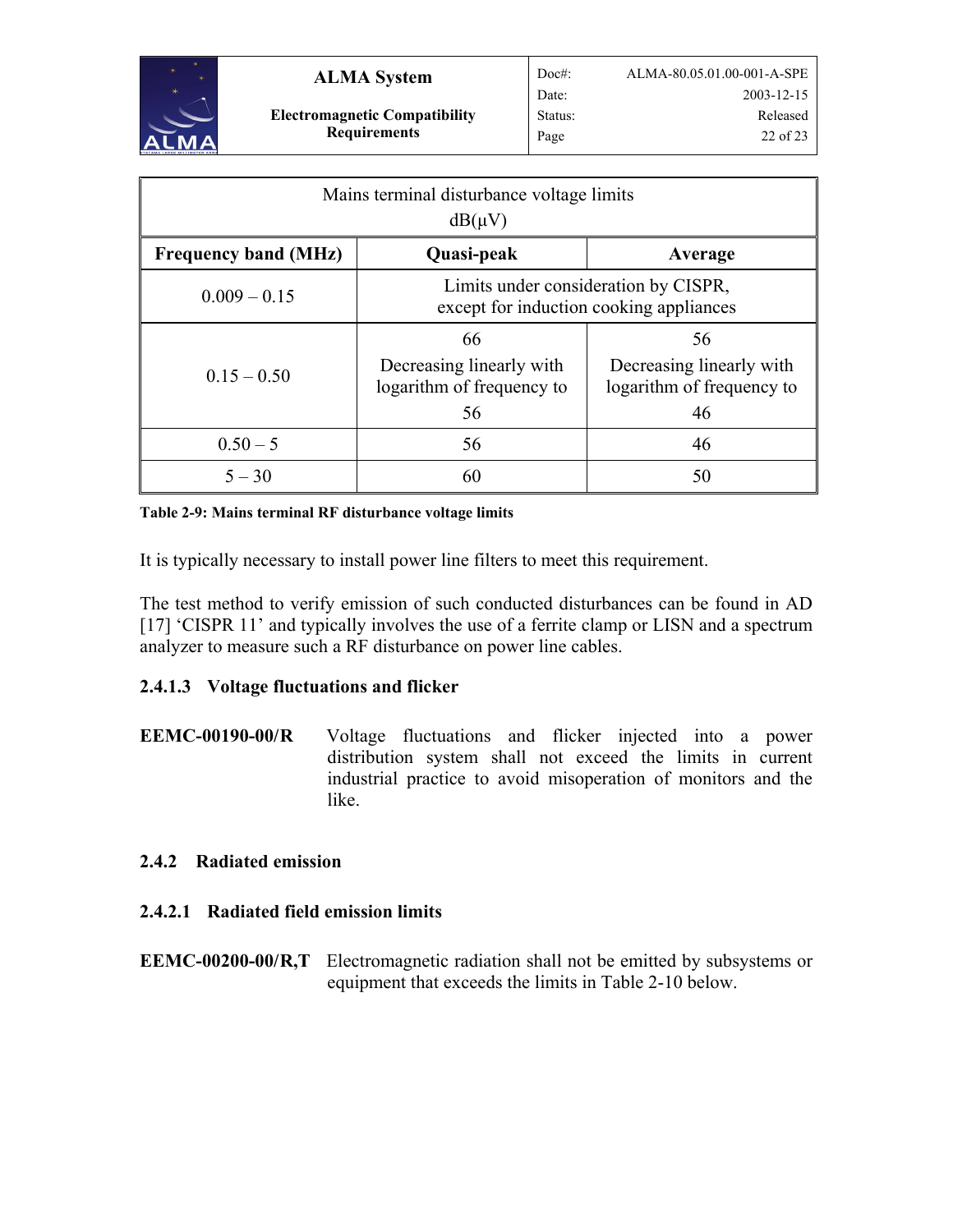| Mains terminal disturbance voltage limits dB(µV) | | |
|---|---|---|
| **Frequency band (MHz)** | **Quasi-peak** | **Average** |
| 0.009 – 0.15 | Limits under consideration by CISPR, except for induction cooking appliances | |
| 0.15 – 0.50 | 66 Decreasing linearly with logarithm of frequency to 56 | 56 Decreasing linearly with logarithm of frequency to 46 |
| 0.50 – 5 | 56 | 46 |
| 5 – 30 | 60 | 50 |

**Table 2-9: Mains terminal RF disturbance voltage limits**

It is typically necessary to install power line filters to meet this requirement.

The test method to verify emission of such conducted disturbances can be found in AD [17] 'CISPR 11' and typically involves the use of a ferrite clamp or LISN and a spectrum analyzer to measure such a RF disturbance on power line cables.

#### 2.4.1.3 Voltage fluctuations and flicker

**EEMC-00190-00/R** Voltage fluctuations and flicker injected into a power distribution system shall not exceed the limits in current industrial practice to avoid misoperation of monitors and the like.

### 2.4.2 Radiated emission

#### 2.4.2.1 Radiated field emission limits

**EEMC-00200-00/R,T** Electromagnetic radiation shall not be emitted by subsystems or equipment that exceeds the limits in Table 2-10 below.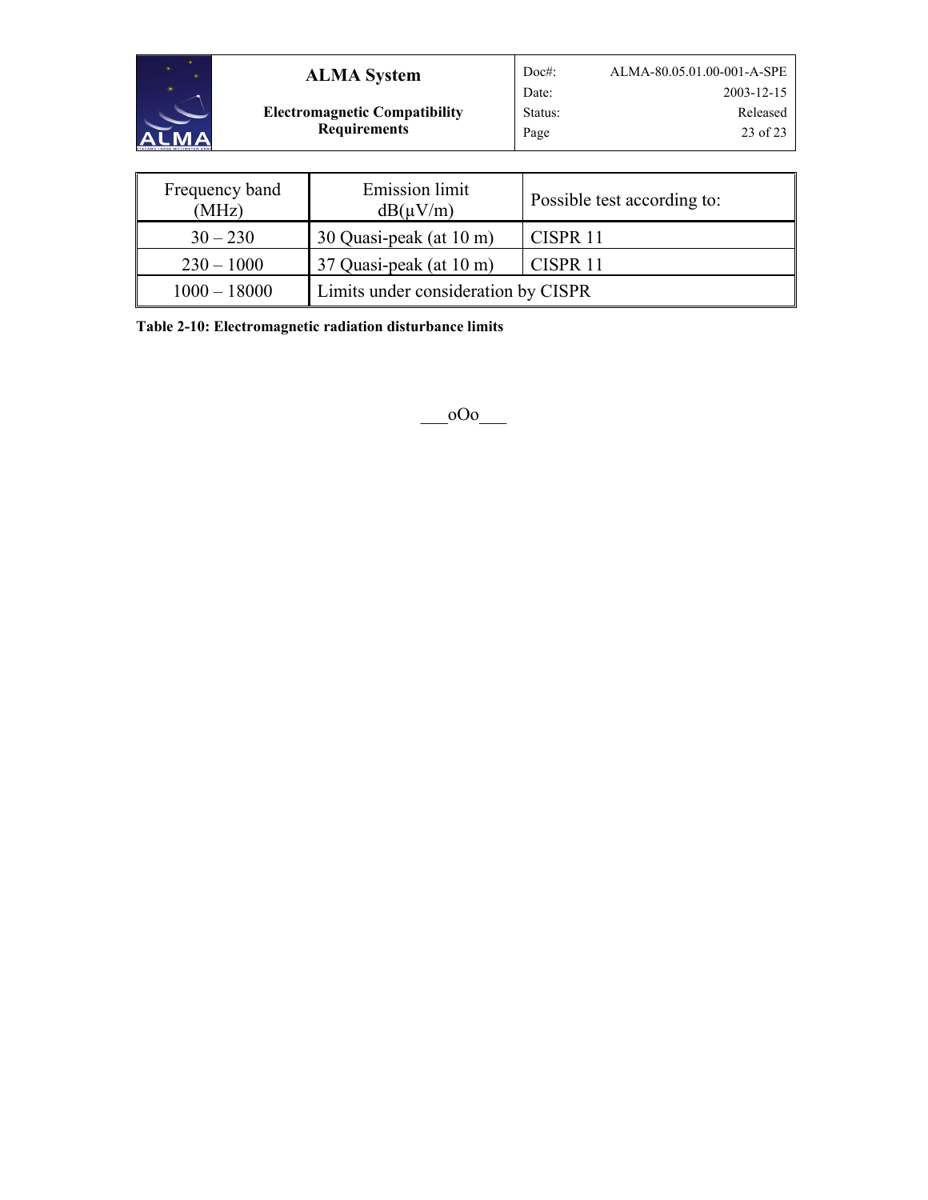| Frequency band (MHz) | Emission limit dB(μV/m) | Possible test according to: |
|---|---|---|
| 30 – 230 | 30 Quasi-peak (at 10 m) | CISPR 11 |
| 230 – 1000 | 37 Quasi-peak (at 10 m) | CISPR 11 |
| 1000 – 18000 | Limits under consideration by CISPR | |

**Table 2-10: Electromagnetic radiation disturbance limits**

___oOo___